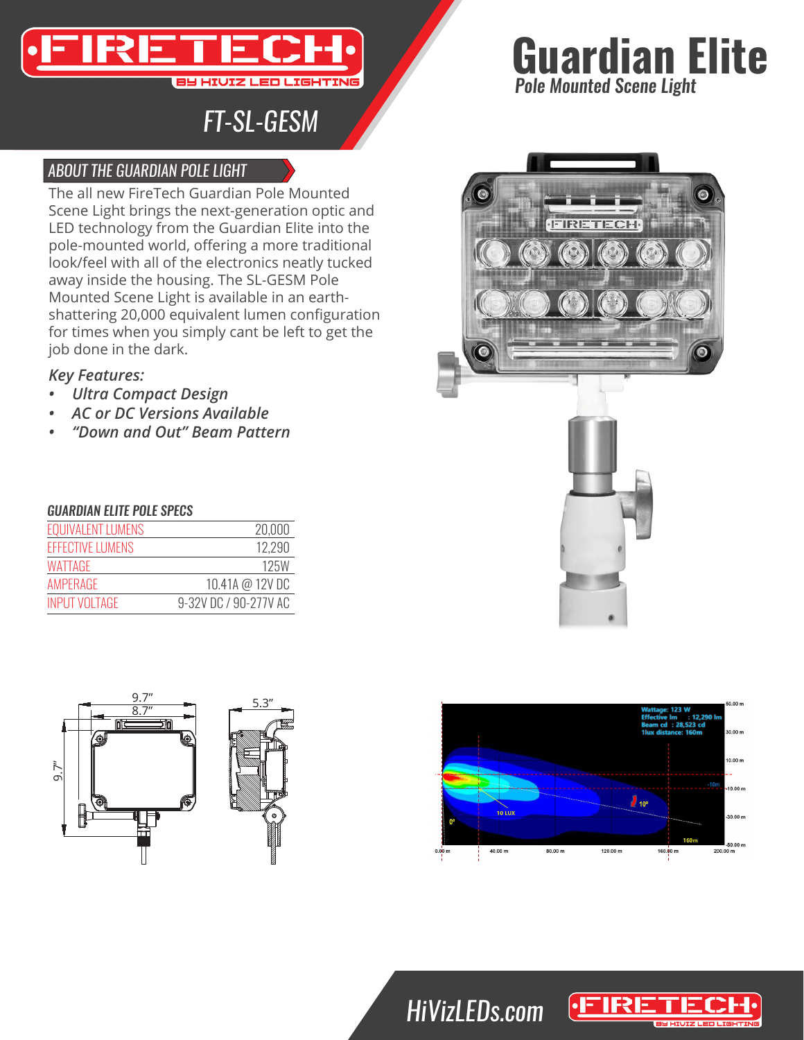# FIRETECH

BY HIVIZ LED LIGHTING

## FT-SL-GESM

# Guardian Elite

*Pole Mounted Scene Light*

## ABOUT THE GUARDIAN POLE LIGHT

The all new FireTech Guardian Pole Mounted Scene Light brings the next-generation optic and LED technology from the Guardian Elite into the pole-mounted world, offering a more traditional look/feel with all of the electronics neatly tucked away inside the housing. The SL-GESM Pole Mounted Scene Light is available in an earth-shattering 20,000 equivalent lumen configuration for times when you simply cant be left to get the job done in the dark.

*Key Features:*

- *Ultra Compact Design*
- *AC or DC Versions Available*
- *"Down and Out" Beam Pattern*

### GUARDIAN ELITE POLE SPECS

| | |
|---|---|
| EQUIVALENT LUMENS | 20,000 |
| EFFECTIVE LUMENS | 12,290 |
| WATTAGE | 125W |
| AMPERAGE | 10.41A @ 12V DC |
| INPUT VOLTAGE | 9-32V DC / 90-277V AC |

HiVizLEDs.com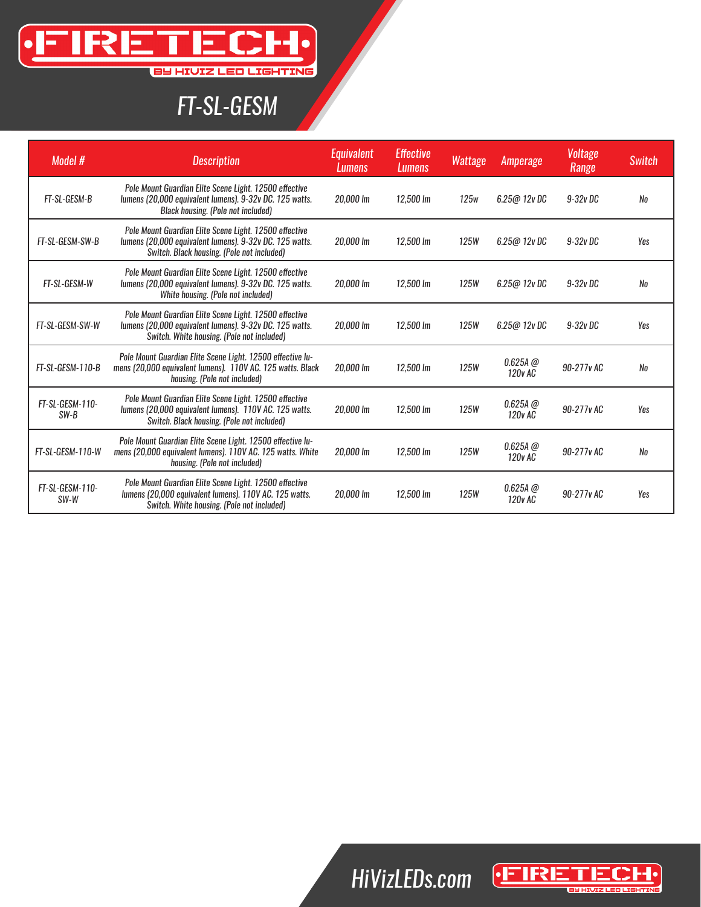# FT-SL-GESM

| Model # | Description | Equivalent Lumens | Effective Lumens | Wattage | Amperage | Voltage Range | Switch |
|---|---|---|---|---|---|---|---|
| FT-SL-GESM-B | Pole Mount Guardian Elite Scene Light. 12500 effective lumens (20,000 equivalent lumens). 9-32v DC. 125 watts. Black housing. (Pole not included) | 20,000 lm | 12,500 lm | 125w | 6.25@ 12v DC | 9-32v DC | No |
| FT-SL-GESM-SW-B | Pole Mount Guardian Elite Scene Light. 12500 effective lumens (20,000 equivalent lumens). 9-32v DC. 125 watts. Switch. Black housing. (Pole not included) | 20,000 lm | 12,500 lm | 125W | 6.25@ 12v DC | 9-32v DC | Yes |
| FT-SL-GESM-W | Pole Mount Guardian Elite Scene Light. 12500 effective lumens (20,000 equivalent lumens). 9-32v DC. 125 watts. White housing. (Pole not included) | 20,000 lm | 12,500 lm | 125W | 6.25@ 12v DC | 9-32v DC | No |
| FT-SL-GESM-SW-W | Pole Mount Guardian Elite Scene Light. 12500 effective lumens (20,000 equivalent lumens). 9-32v DC. 125 watts. Switch. White housing. (Pole not included) | 20,000 lm | 12,500 lm | 125W | 6.25@ 12v DC | 9-32v DC | Yes |
| FT-SL-GESM-110-B | Pole Mount Guardian Elite Scene Light. 12500 effective lumens (20,000 equivalent lumens). 110V AC. 125 watts. Black housing. (Pole not included) | 20,000 lm | 12,500 lm | 125W | 0.625A @ 120v AC | 90-277v AC | No |
| FT-SL-GESM-110-SW-B | Pole Mount Guardian Elite Scene Light. 12500 effective lumens (20,000 equivalent lumens). 110V AC. 125 watts. Switch. Black housing. (Pole not included) | 20,000 lm | 12,500 lm | 125W | 0.625A @ 120v AC | 90-277v AC | Yes |
| FT-SL-GESM-110-W | Pole Mount Guardian Elite Scene Light. 12500 effective lumens (20,000 equivalent lumens). 110V AC. 125 watts. White housing. (Pole not included) | 20,000 lm | 12,500 lm | 125W | 0.625A @ 120v AC | 90-277v AC | No |
| FT-SL-GESM-110-SW-W | Pole Mount Guardian Elite Scene Light. 12500 effective lumens (20,000 equivalent lumens). 110V AC. 125 watts. Switch. White housing. (Pole not included) | 20,000 lm | 12,500 lm | 125W | 0.625A @ 120v AC | 90-277v AC | Yes |

HiVizLEDs.com